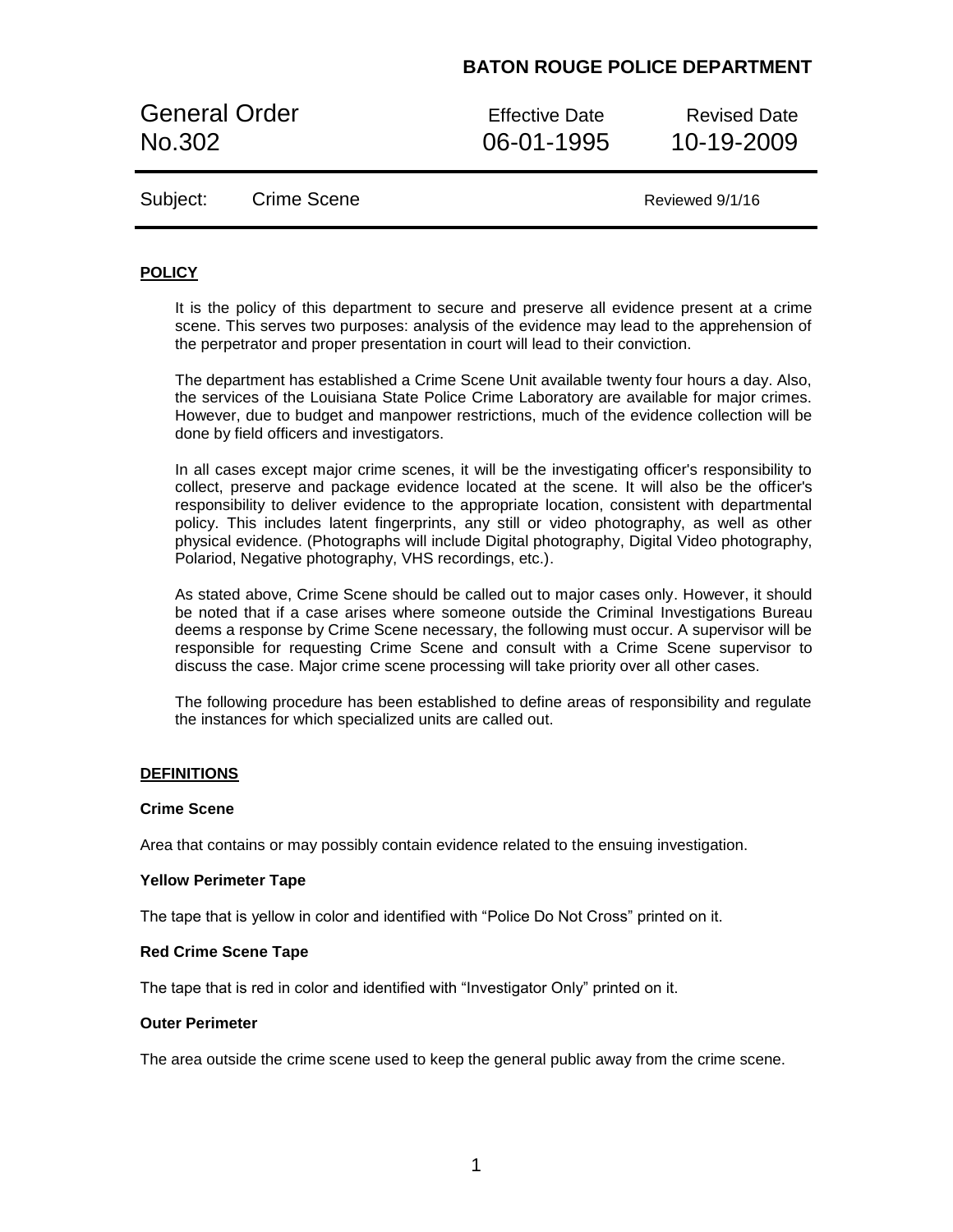**BATON ROUGE POLICE DEPARTMENT**

| General Order No.302 | Effective Date 06-01-1995 | Revised Date 10-19-2009 |
|---|---|---|
| Subject: Crime Scene | | Reviewed 9/1/16 |

## POLICY

It is the policy of this department to secure and preserve all evidence present at a crime scene. This serves two purposes: analysis of the evidence may lead to the apprehension of the perpetrator and proper presentation in court will lead to their conviction.

The department has established a Crime Scene Unit available twenty four hours a day. Also, the services of the Louisiana State Police Crime Laboratory are available for major crimes. However, due to budget and manpower restrictions, much of the evidence collection will be done by field officers and investigators.

In all cases except major crime scenes, it will be the investigating officer's responsibility to collect, preserve and package evidence located at the scene. It will also be the officer's responsibility to deliver evidence to the appropriate location, consistent with departmental policy. This includes latent fingerprints, any still or video photography, as well as other physical evidence. (Photographs will include Digital photography, Digital Video photography, Polariod, Negative photography, VHS recordings, etc.).

As stated above, Crime Scene should be called out to major cases only. However, it should be noted that if a case arises where someone outside the Criminal Investigations Bureau deems a response by Crime Scene necessary, the following must occur. A supervisor will be responsible for requesting Crime Scene and consult with a Crime Scene supervisor to discuss the case. Major crime scene processing will take priority over all other cases.

The following procedure has been established to define areas of responsibility and regulate the instances for which specialized units are called out.

## DEFINITIONS

### Crime Scene

Area that contains or may possibly contain evidence related to the ensuing investigation.

### Yellow Perimeter Tape

The tape that is yellow in color and identified with “Police Do Not Cross” printed on it.

### Red Crime Scene Tape

The tape that is red in color and identified with “Investigator Only” printed on it.

### Outer Perimeter

The area outside the crime scene used to keep the general public away from the crime scene.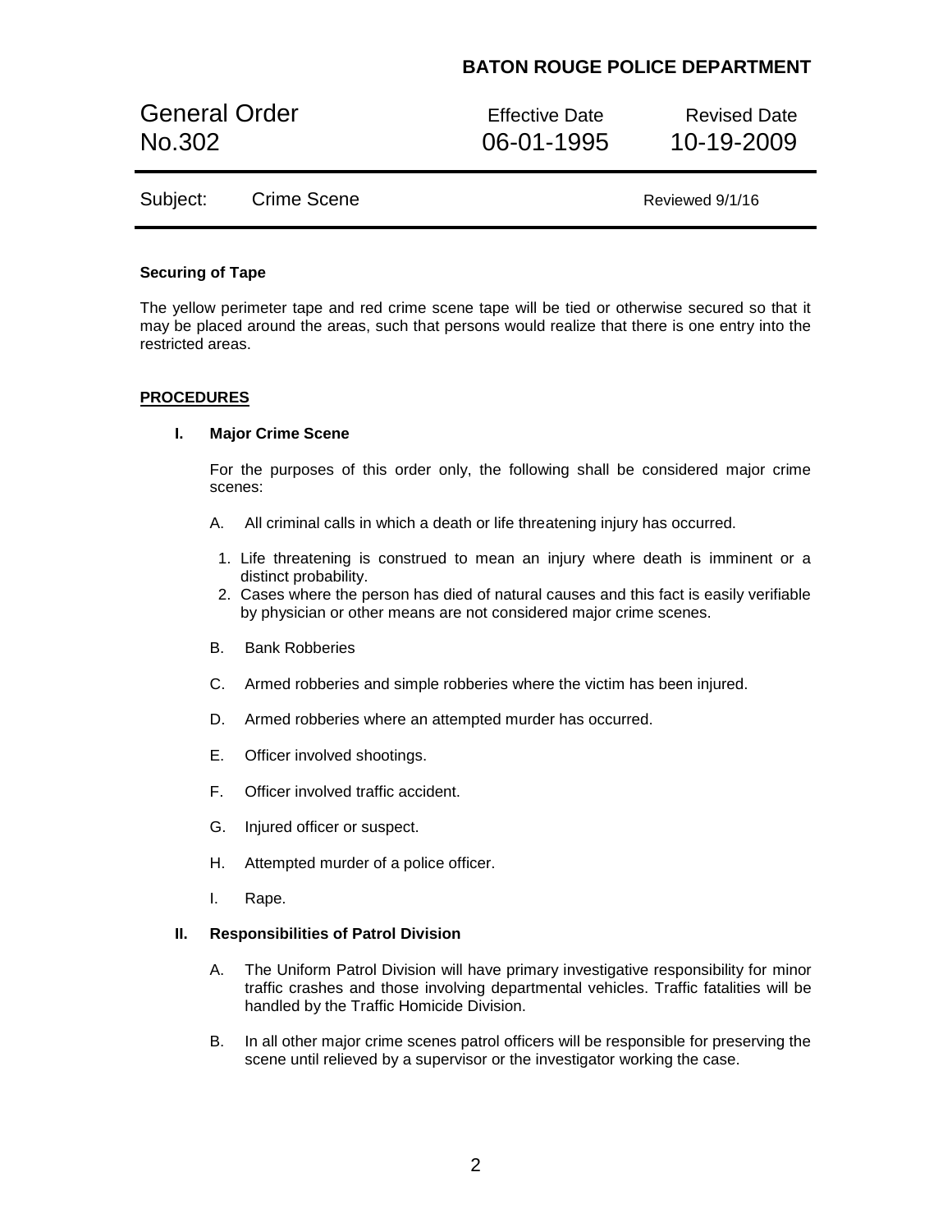**Securing of Tape**

The yellow perimeter tape and red crime scene tape will be tied or otherwise secured so that it may be placed around the areas, such that persons would realize that there is one entry into the restricted areas.

## PROCEDURES

### I. Major Crime Scene

For the purposes of this order only, the following shall be considered major crime scenes:

A. All criminal calls in which a death or life threatening injury has occurred.

1. Life threatening is construed to mean an injury where death is imminent or a distinct probability.
2. Cases where the person has died of natural causes and this fact is easily verifiable by physician or other means are not considered major crime scenes.

B. Bank Robberies

C. Armed robberies and simple robberies where the victim has been injured.

D. Armed robberies where an attempted murder has occurred.

E. Officer involved shootings.

F. Officer involved traffic accident.

G. Injured officer or suspect.

H. Attempted murder of a police officer.

I. Rape.

### II. Responsibilities of Patrol Division

A. The Uniform Patrol Division will have primary investigative responsibility for minor traffic crashes and those involving departmental vehicles. Traffic fatalities will be handled by the Traffic Homicide Division.

B. In all other major crime scenes patrol officers will be responsible for preserving the scene until relieved by a supervisor or the investigator working the case.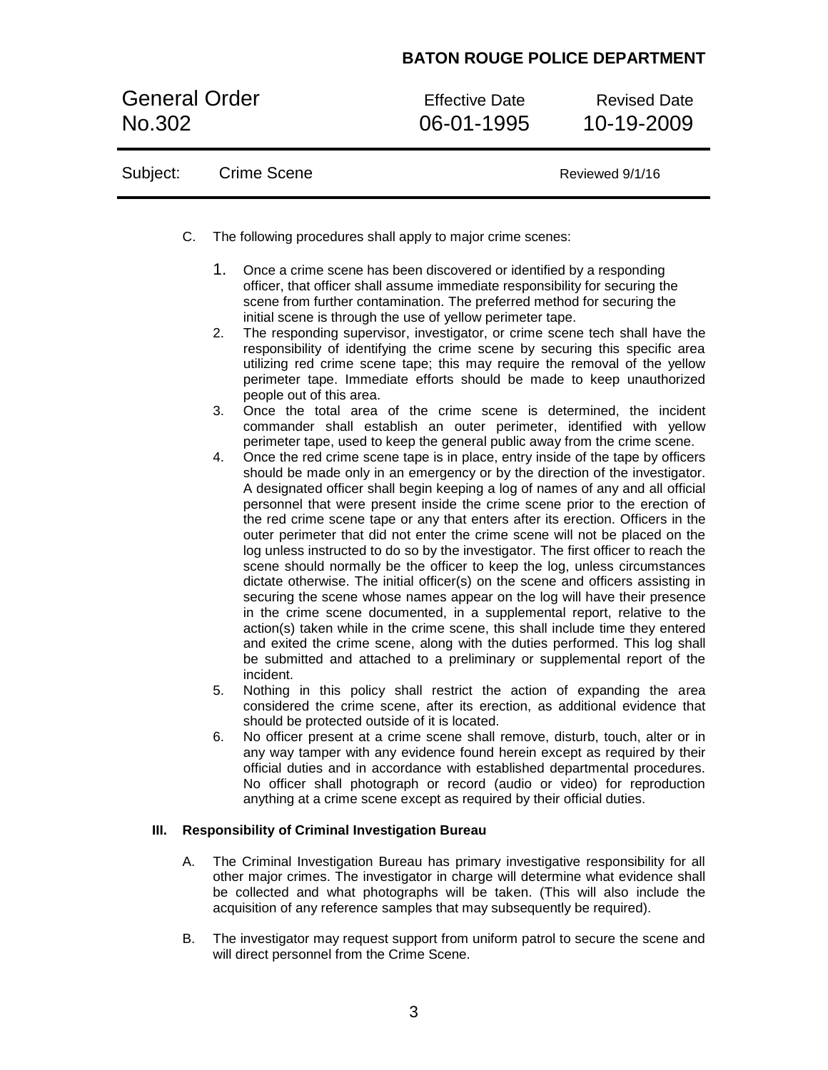C. The following procedures shall apply to major crime scenes:

1. Once a crime scene has been discovered or identified by a responding officer, that officer shall assume immediate responsibility for securing the scene from further contamination. The preferred method for securing the initial scene is through the use of yellow perimeter tape.
2. The responding supervisor, investigator, or crime scene tech shall have the responsibility of identifying the crime scene by securing this specific area utilizing red crime scene tape; this may require the removal of the yellow perimeter tape. Immediate efforts should be made to keep unauthorized people out of this area.
3. Once the total area of the crime scene is determined, the incident commander shall establish an outer perimeter, identified with yellow perimeter tape, used to keep the general public away from the crime scene.
4. Once the red crime scene tape is in place, entry inside of the tape by officers should be made only in an emergency or by the direction of the investigator. A designated officer shall begin keeping a log of names of any and all official personnel that were present inside the crime scene prior to the erection of the red crime scene tape or any that enters after its erection. Officers in the outer perimeter that did not enter the crime scene will not be placed on the log unless instructed to do so by the investigator. The first officer to reach the scene should normally be the officer to keep the log, unless circumstances dictate otherwise. The initial officer(s) on the scene and officers assisting in securing the scene whose names appear on the log will have their presence in the crime scene documented, in a supplemental report, relative to the action(s) taken while in the crime scene, this shall include time they entered and exited the crime scene, along with the duties performed. This log shall be submitted and attached to a preliminary or supplemental report of the incident.
5. Nothing in this policy shall restrict the action of expanding the area considered the crime scene, after its erection, as additional evidence that should be protected outside of it is located.
6. No officer present at a crime scene shall remove, disturb, touch, alter or in any way tamper with any evidence found herein except as required by their official duties and in accordance with established departmental procedures. No officer shall photograph or record (audio or video) for reproduction anything at a crime scene except as required by their official duties.

### III. Responsibility of Criminal Investigation Bureau

A. The Criminal Investigation Bureau has primary investigative responsibility for all other major crimes. The investigator in charge will determine what evidence shall be collected and what photographs will be taken. (This will also include the acquisition of any reference samples that may subsequently be required).

B. The investigator may request support from uniform patrol to secure the scene and will direct personnel from the Crime Scene.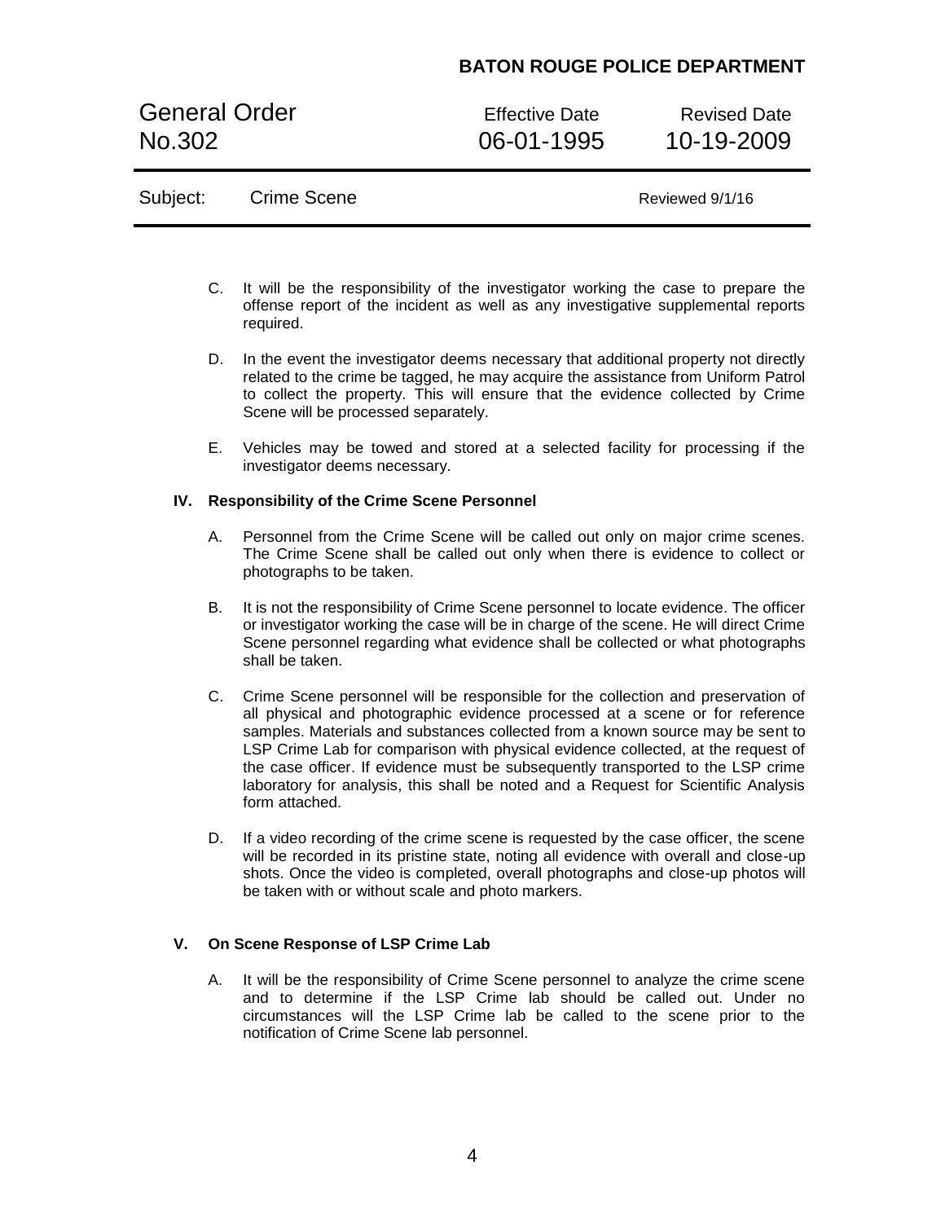C. It will be the responsibility of the investigator working the case to prepare the offense report of the incident as well as any investigative supplemental reports required.

D. In the event the investigator deems necessary that additional property not directly related to the crime be tagged, he may acquire the assistance from Uniform Patrol to collect the property. This will ensure that the evidence collected by Crime Scene will be processed separately.

E. Vehicles may be towed and stored at a selected facility for processing if the investigator deems necessary.

**IV. Responsibility of the Crime Scene Personnel**

A. Personnel from the Crime Scene will be called out only on major crime scenes. The Crime Scene shall be called out only when there is evidence to collect or photographs to be taken.

B. It is not the responsibility of Crime Scene personnel to locate evidence. The officer or investigator working the case will be in charge of the scene. He will direct Crime Scene personnel regarding what evidence shall be collected or what photographs shall be taken.

C. Crime Scene personnel will be responsible for the collection and preservation of all physical and photographic evidence processed at a scene or for reference samples. Materials and substances collected from a known source may be sent to LSP Crime Lab for comparison with physical evidence collected, at the request of the case officer. If evidence must be subsequently transported to the LSP crime laboratory for analysis, this shall be noted and a Request for Scientific Analysis form attached.

D. If a video recording of the crime scene is requested by the case officer, the scene will be recorded in its pristine state, noting all evidence with overall and close-up shots. Once the video is completed, overall photographs and close-up photos will be taken with or without scale and photo markers.

**V. On Scene Response of LSP Crime Lab**

A. It will be the responsibility of Crime Scene personnel to analyze the crime scene and to determine if the LSP Crime lab should be called out. Under no circumstances will the LSP Crime lab be called to the scene prior to the notification of Crime Scene lab personnel.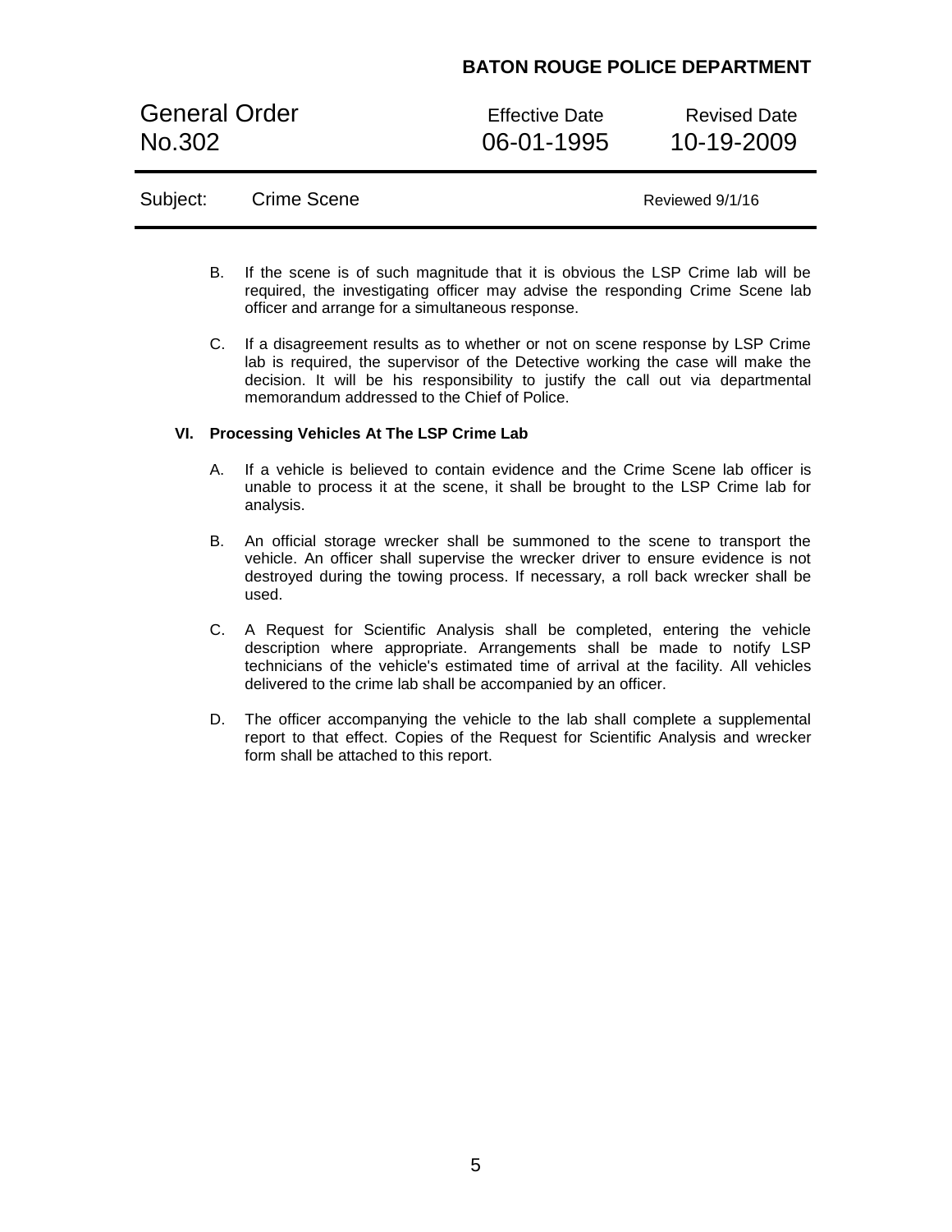B. If the scene is of such magnitude that it is obvious the LSP Crime lab will be required, the investigating officer may advise the responding Crime Scene lab officer and arrange for a simultaneous response.

C. If a disagreement results as to whether or not on scene response by LSP Crime lab is required, the supervisor of the Detective working the case will make the decision. It will be his responsibility to justify the call out via departmental memorandum addressed to the Chief of Police.

### VI. Processing Vehicles At The LSP Crime Lab

A. If a vehicle is believed to contain evidence and the Crime Scene lab officer is unable to process it at the scene, it shall be brought to the LSP Crime lab for analysis.

B. An official storage wrecker shall be summoned to the scene to transport the vehicle. An officer shall supervise the wrecker driver to ensure evidence is not destroyed during the towing process. If necessary, a roll back wrecker shall be used.

C. A Request for Scientific Analysis shall be completed, entering the vehicle description where appropriate. Arrangements shall be made to notify LSP technicians of the vehicle's estimated time of arrival at the facility. All vehicles delivered to the crime lab shall be accompanied by an officer.

D. The officer accompanying the vehicle to the lab shall complete a supplemental report to that effect. Copies of the Request for Scientific Analysis and wrecker form shall be attached to this report.